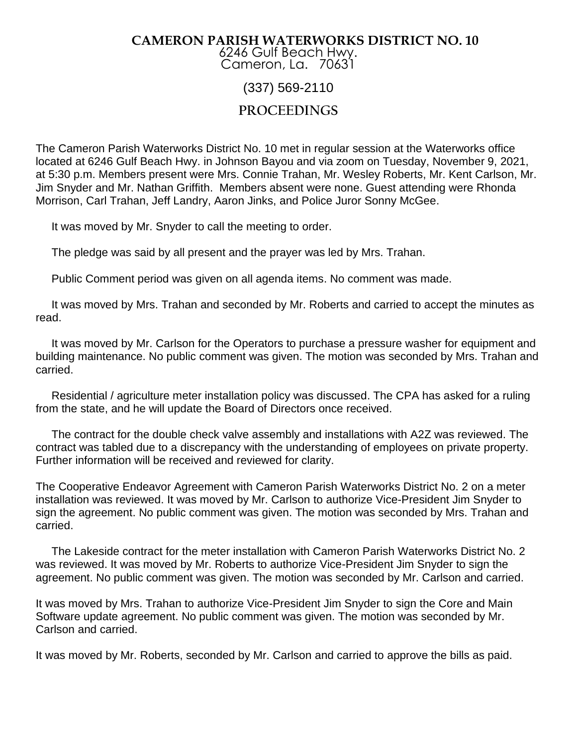# CAMERON PARISH WATERWORKS DISTRICT NO. 10

6246 Gulf Beach Hwy.
Cameron, La. 70631

(337) 569-2110

## PROCEEDINGS

The Cameron Parish Waterworks District No. 10 met in regular session at the Waterworks office located at 6246 Gulf Beach Hwy. in Johnson Bayou and via zoom on Tuesday, November 9, 2021, at 5:30 p.m. Members present were Mrs. Connie Trahan, Mr. Wesley Roberts, Mr. Kent Carlson, Mr. Jim Snyder and Mr. Nathan Griffith. Members absent were none. Guest attending were Rhonda Morrison, Carl Trahan, Jeff Landry, Aaron Jinks, and Police Juror Sonny McGee.

It was moved by Mr. Snyder to call the meeting to order.

The pledge was said by all present and the prayer was led by Mrs. Trahan.

Public Comment period was given on all agenda items. No comment was made.

It was moved by Mrs. Trahan and seconded by Mr. Roberts and carried to accept the minutes as read.

It was moved by Mr. Carlson for the Operators to purchase a pressure washer for equipment and building maintenance. No public comment was given. The motion was seconded by Mrs. Trahan and carried.

Residential / agriculture meter installation policy was discussed. The CPA has asked for a ruling from the state, and he will update the Board of Directors once received.

The contract for the double check valve assembly and installations with A2Z was reviewed. The contract was tabled due to a discrepancy with the understanding of employees on private property. Further information will be received and reviewed for clarity.

The Cooperative Endeavor Agreement with Cameron Parish Waterworks District No. 2 on a meter installation was reviewed. It was moved by Mr. Carlson to authorize Vice-President Jim Snyder to sign the agreement. No public comment was given. The motion was seconded by Mrs. Trahan and carried.

The Lakeside contract for the meter installation with Cameron Parish Waterworks District No. 2 was reviewed. It was moved by Mr. Roberts to authorize Vice-President Jim Snyder to sign the agreement. No public comment was given. The motion was seconded by Mr. Carlson and carried.

It was moved by Mrs. Trahan to authorize Vice-President Jim Snyder to sign the Core and Main Software update agreement. No public comment was given. The motion was seconded by Mr. Carlson and carried.

It was moved by Mr. Roberts, seconded by Mr. Carlson and carried to approve the bills as paid.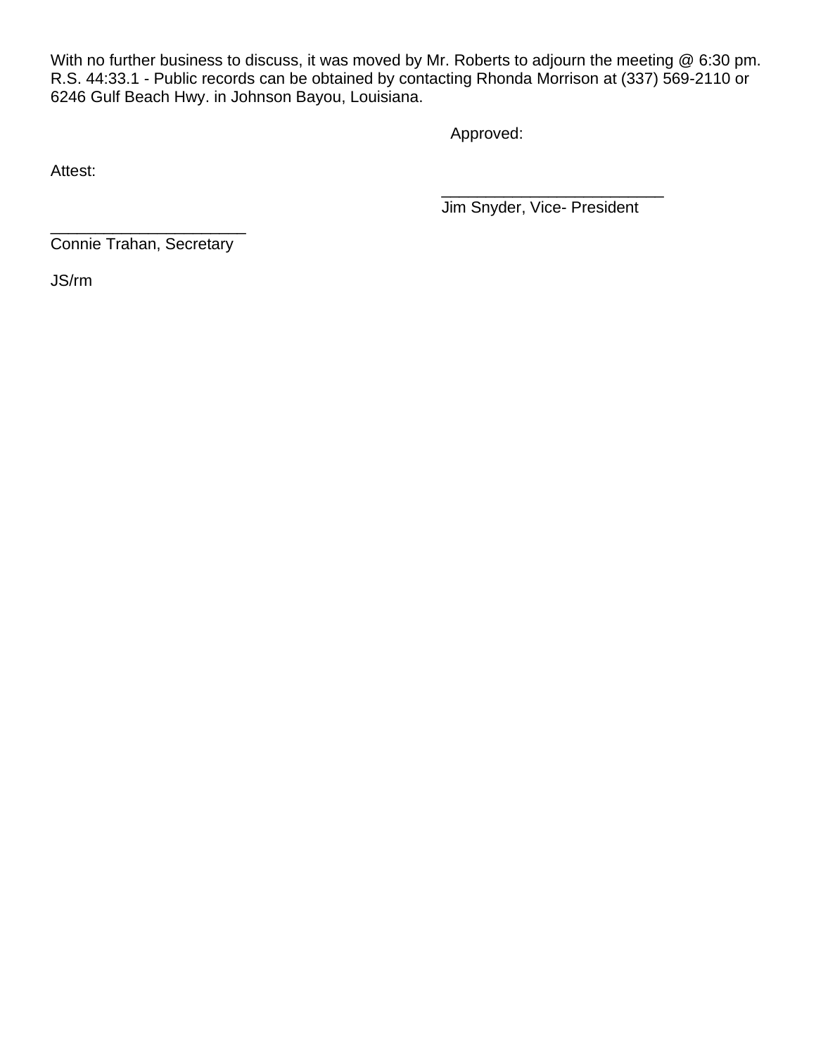With no further business to discuss, it was moved by Mr. Roberts to adjourn the meeting @ 6:30 pm. R.S. 44:33.1 - Public records can be obtained by contacting Rhonda Morrison at (337) 569-2110 or 6246 Gulf Beach Hwy. in Johnson Bayou, Louisiana.

Approved:

Attest:

_________________________
Jim Snyder, Vice- President

______________________
Connie Trahan, Secretary

JS/rm